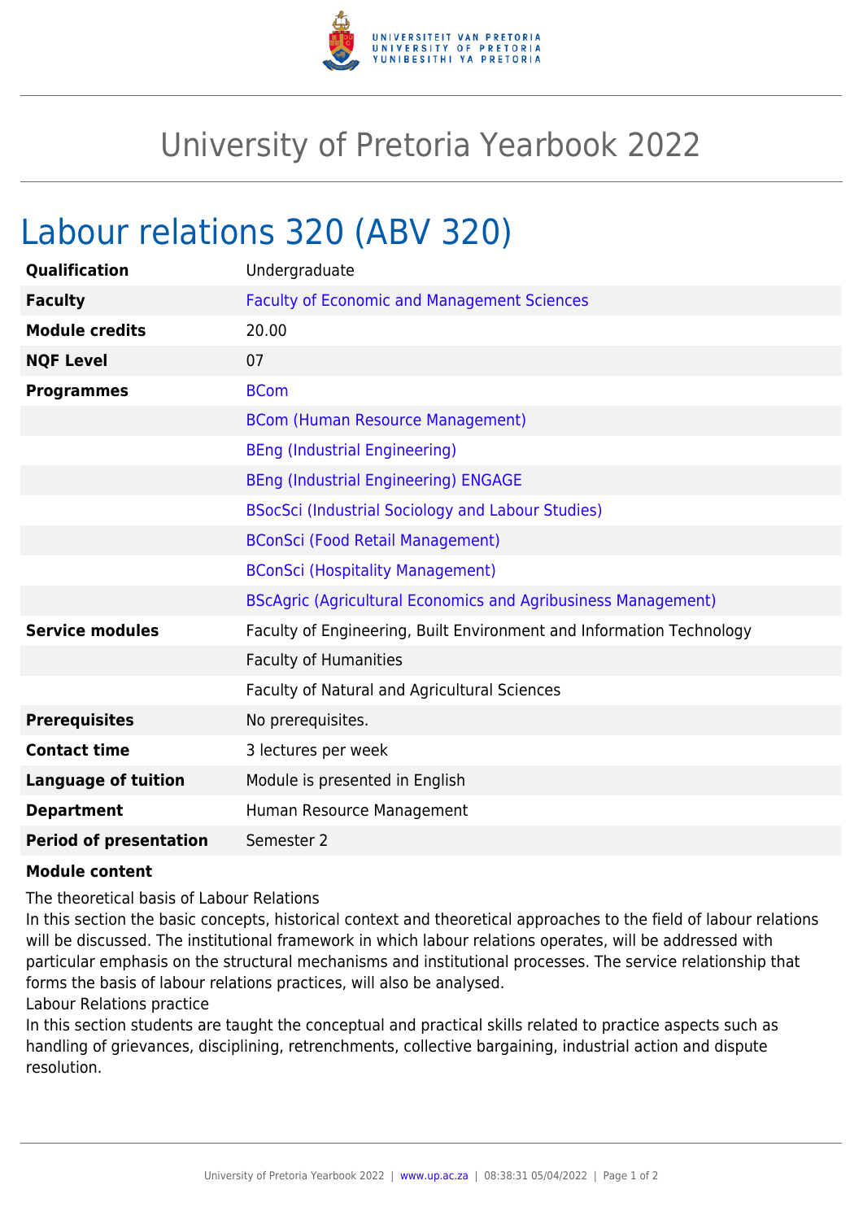# University of Pretoria Yearbook 2022

## Labour relations 320 (ABV 320)

| | |
|---|---|
| **Qualification** | Undergraduate |
| **Faculty** | Faculty of Economic and Management Sciences |
| **Module credits** | 20.00 |
| **NQF Level** | 07 |
| **Programmes** | BCom |
| | BCom (Human Resource Management) |
| | BEng (Industrial Engineering) |
| | BEng (Industrial Engineering) ENGAGE |
| | BSocSci (Industrial Sociology and Labour Studies) |
| | BConSci (Food Retail Management) |
| | BConSci (Hospitality Management) |
| | BScAgric (Agricultural Economics and Agribusiness Management) |
| **Service modules** | Faculty of Engineering, Built Environment and Information Technology |
| | Faculty of Humanities |
| | Faculty of Natural and Agricultural Sciences |
| **Prerequisites** | No prerequisites. |
| **Contact time** | 3 lectures per week |
| **Language of tuition** | Module is presented in English |
| **Department** | Human Resource Management |
| **Period of presentation** | Semester 2 |

**Module content**

The theoretical basis of Labour Relations
In this section the basic concepts, historical context and theoretical approaches to the field of labour relations will be discussed. The institutional framework in which labour relations operates, will be addressed with particular emphasis on the structural mechanisms and institutional processes. The service relationship that forms the basis of labour relations practices, will also be analysed.
Labour Relations practice
In this section students are taught the conceptual and practical skills related to practice aspects such as handling of grievances, disciplining, retrenchments, collective bargaining, industrial action and dispute resolution.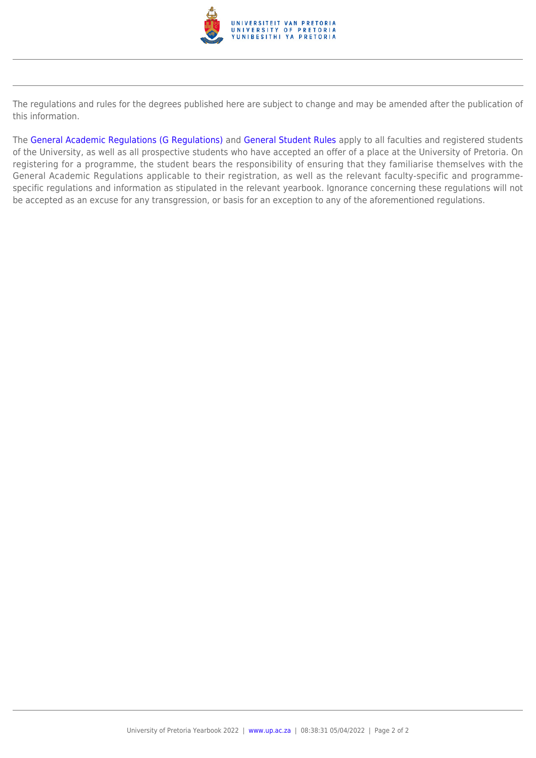The regulations and rules for the degrees published here are subject to change and may be amended after the publication of this information.

The General Academic Regulations (G Regulations) and General Student Rules apply to all faculties and registered students of the University, as well as all prospective students who have accepted an offer of a place at the University of Pretoria. On registering for a programme, the student bears the responsibility of ensuring that they familiarise themselves with the General Academic Regulations applicable to their registration, as well as the relevant faculty-specific and programme-specific regulations and information as stipulated in the relevant yearbook. Ignorance concerning these regulations will not be accepted as an excuse for any transgression, or basis for an exception to any of the aforementioned regulations.